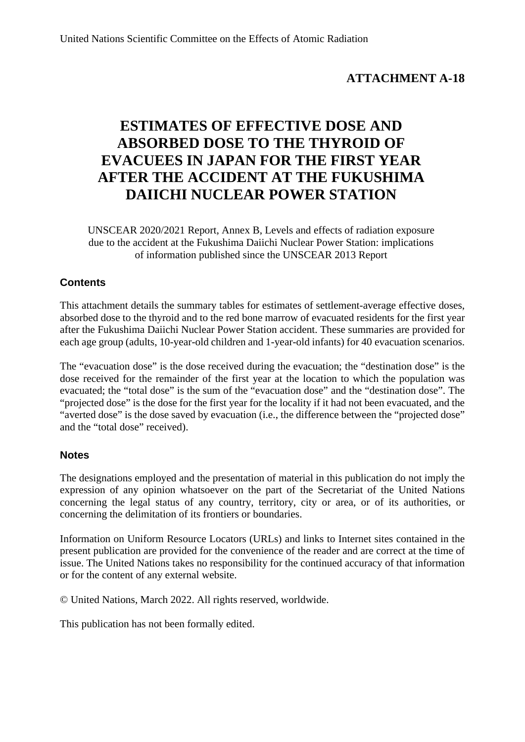United Nations Scientific Committee on the Effects of Atomic Radiation

**ATTACHMENT A-18**

# ESTIMATES OF EFFECTIVE DOSE AND ABSORBED DOSE TO THE THYROID OF EVACUEES IN JAPAN FOR THE FIRST YEAR AFTER THE ACCIDENT AT THE FUKUSHIMA DAIICHI NUCLEAR POWER STATION

UNSCEAR 2020/2021 Report, Annex B, Levels and effects of radiation exposure due to the accident at the Fukushima Daiichi Nuclear Power Station: implications of information published since the UNSCEAR 2013 Report

## Contents

This attachment details the summary tables for estimates of settlement-average effective doses, absorbed dose to the thyroid and to the red bone marrow of evacuated residents for the first year after the Fukushima Daiichi Nuclear Power Station accident. These summaries are provided for each age group (adults, 10-year-old children and 1-year-old infants) for 40 evacuation scenarios.

The "evacuation dose" is the dose received during the evacuation; the "destination dose" is the dose received for the remainder of the first year at the location to which the population was evacuated; the "total dose" is the sum of the "evacuation dose" and the "destination dose". The "projected dose" is the dose for the first year for the locality if it had not been evacuated, and the "averted dose" is the dose saved by evacuation (i.e., the difference between the "projected dose" and the "total dose" received).

## Notes

The designations employed and the presentation of material in this publication do not imply the expression of any opinion whatsoever on the part of the Secretariat of the United Nations concerning the legal status of any country, territory, city or area, or of its authorities, or concerning the delimitation of its frontiers or boundaries.

Information on Uniform Resource Locators (URLs) and links to Internet sites contained in the present publication are provided for the convenience of the reader and are correct at the time of issue. The United Nations takes no responsibility for the continued accuracy of that information or for the content of any external website.

© United Nations, March 2022. All rights reserved, worldwide.

This publication has not been formally edited.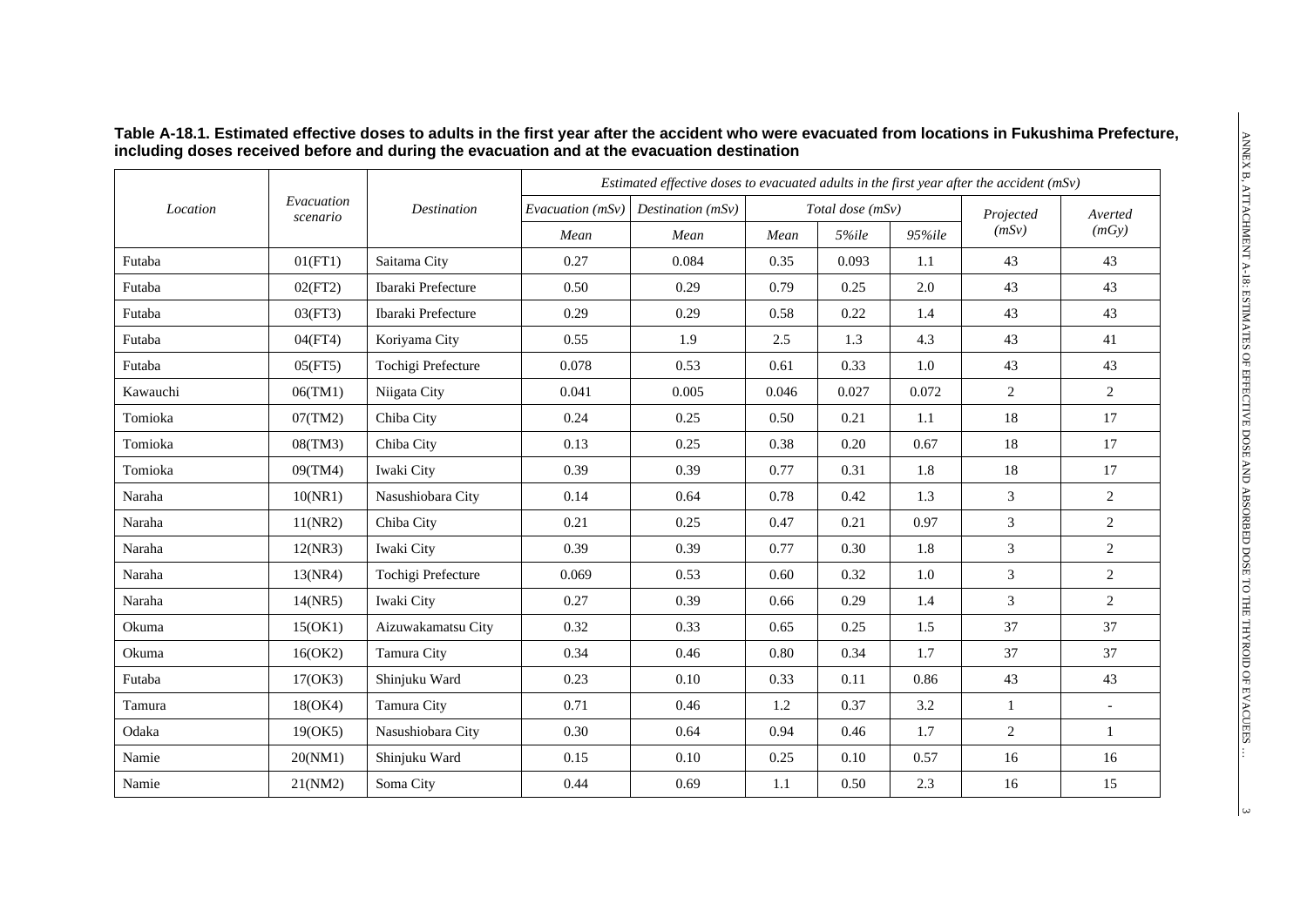**Table A-18.1. Estimated effective doses to adults in the first year after the accident who were evacuated from locations in Fukushima Prefecture, including doses received before and during the evacuation and at the evacuation destination**

| *Location* | *Evacuation scenario* | *Destination* | *Estimated effective doses to evacuated adults in the first year after the accident (mSv)* | | | | | | |
|---|---|---|---|---|---|---|---|---|---|
| | | | *Evacuation (mSv)* | *Destination (mSv)* | *Total dose (mSv)* | | | *Projected (mSv)* | *Averted (mGy)* |
| | | | *Mean* | *Mean* | *Mean* | *5%ile* | *95%ile* | | |
| Futaba | 01(FT1) | Saitama City | 0.27 | 0.084 | 0.35 | 0.093 | 1.1 | 43 | 43 |
| Futaba | 02(FT2) | Ibaraki Prefecture | 0.50 | 0.29 | 0.79 | 0.25 | 2.0 | 43 | 43 |
| Futaba | 03(FT3) | Ibaraki Prefecture | 0.29 | 0.29 | 0.58 | 0.22 | 1.4 | 43 | 43 |
| Futaba | 04(FT4) | Koriyama City | 0.55 | 1.9 | 2.5 | 1.3 | 4.3 | 43 | 41 |
| Futaba | 05(FT5) | Tochigi Prefecture | 0.078 | 0.53 | 0.61 | 0.33 | 1.0 | 43 | 43 |
| Kawauchi | 06(TM1) | Niigata City | 0.041 | 0.005 | 0.046 | 0.027 | 0.072 | 2 | 2 |
| Tomioka | 07(TM2) | Chiba City | 0.24 | 0.25 | 0.50 | 0.21 | 1.1 | 18 | 17 |
| Tomioka | 08(TM3) | Chiba City | 0.13 | 0.25 | 0.38 | 0.20 | 0.67 | 18 | 17 |
| Tomioka | 09(TM4) | Iwaki City | 0.39 | 0.39 | 0.77 | 0.31 | 1.8 | 18 | 17 |
| Naraha | 10(NR1) | Nasushiobara City | 0.14 | 0.64 | 0.78 | 0.42 | 1.3 | 3 | 2 |
| Naraha | 11(NR2) | Chiba City | 0.21 | 0.25 | 0.47 | 0.21 | 0.97 | 3 | 2 |
| Naraha | 12(NR3) | Iwaki City | 0.39 | 0.39 | 0.77 | 0.30 | 1.8 | 3 | 2 |
| Naraha | 13(NR4) | Tochigi Prefecture | 0.069 | 0.53 | 0.60 | 0.32 | 1.0 | 3 | 2 |
| Naraha | 14(NR5) | Iwaki City | 0.27 | 0.39 | 0.66 | 0.29 | 1.4 | 3 | 2 |
| Okuma | 15(OK1) | Aizuwakamatsu City | 0.32 | 0.33 | 0.65 | 0.25 | 1.5 | 37 | 37 |
| Okuma | 16(OK2) | Tamura City | 0.34 | 0.46 | 0.80 | 0.34 | 1.7 | 37 | 37 |
| Futaba | 17(OK3) | Shinjuku Ward | 0.23 | 0.10 | 0.33 | 0.11 | 0.86 | 43 | 43 |
| Tamura | 18(OK4) | Tamura City | 0.71 | 0.46 | 1.2 | 0.37 | 3.2 | 1 | - |
| Odaka | 19(OK5) | Nasushiobara City | 0.30 | 0.64 | 0.94 | 0.46 | 1.7 | 2 | 1 |
| Namie | 20(NM1) | Shinjuku Ward | 0.15 | 0.10 | 0.25 | 0.10 | 0.57 | 16 | 16 |
| Namie | 21(NM2) | Soma City | 0.44 | 0.69 | 1.1 | 0.50 | 2.3 | 16 | 15 |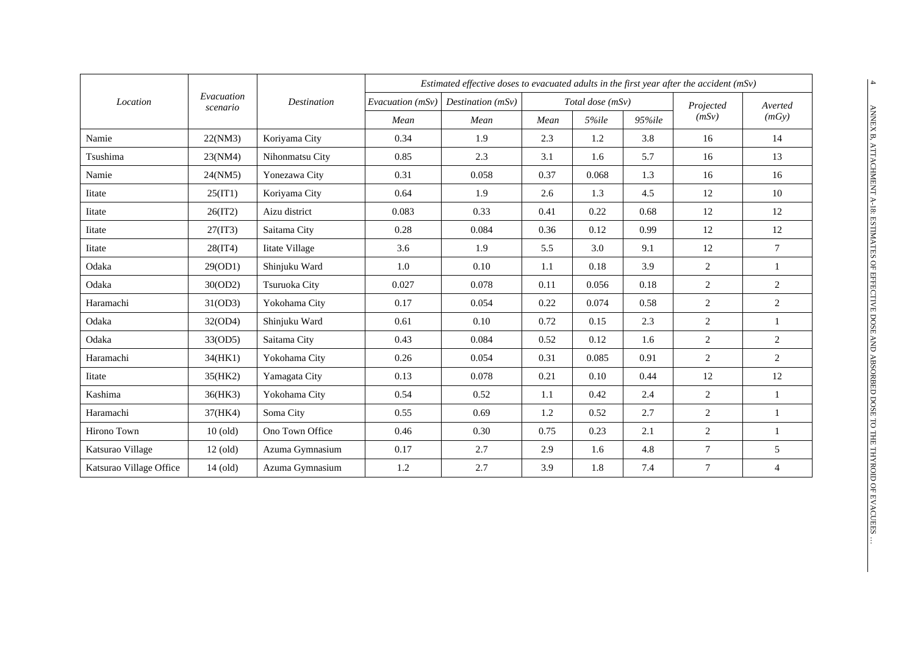| Location | Evacuation scenario | Destination | *Estimated effective doses to evacuated adults in the first year after the accident (mSv)* | | | | | | |
|---|---|---|---|---|---|---|---|---|---|
| | | | *Evacuation (mSv)* | *Destination (mSv)* | *Total dose (mSv)* | | | *Projected (mSv)* | *Averted (mGy)* |
| | | | *Mean* | *Mean* | *Mean* | *5%ile* | *95%ile* | | |
| Namie | 22(NM3) | Koriyama City | 0.34 | 1.9 | 2.3 | 1.2 | 3.8 | 16 | 14 |
| Tsushima | 23(NM4) | Nihonmatsu City | 0.85 | 2.3 | 3.1 | 1.6 | 5.7 | 16 | 13 |
| Namie | 24(NM5) | Yonezawa City | 0.31 | 0.058 | 0.37 | 0.068 | 1.3 | 16 | 16 |
| Iitate | 25(IT1) | Koriyama City | 0.64 | 1.9 | 2.6 | 1.3 | 4.5 | 12 | 10 |
| Iitate | 26(IT2) | Aizu district | 0.083 | 0.33 | 0.41 | 0.22 | 0.68 | 12 | 12 |
| Iitate | 27(IT3) | Saitama City | 0.28 | 0.084 | 0.36 | 0.12 | 0.99 | 12 | 12 |
| Iitate | 28(IT4) | Iitate Village | 3.6 | 1.9 | 5.5 | 3.0 | 9.1 | 12 | 7 |
| Odaka | 29(OD1) | Shinjuku Ward | 1.0 | 0.10 | 1.1 | 0.18 | 3.9 | 2 | 1 |
| Odaka | 30(OD2) | Tsuruoka City | 0.027 | 0.078 | 0.11 | 0.056 | 0.18 | 2 | 2 |
| Haramachi | 31(OD3) | Yokohama City | 0.17 | 0.054 | 0.22 | 0.074 | 0.58 | 2 | 2 |
| Odaka | 32(OD4) | Shinjuku Ward | 0.61 | 0.10 | 0.72 | 0.15 | 2.3 | 2 | 1 |
| Odaka | 33(OD5) | Saitama City | 0.43 | 0.084 | 0.52 | 0.12 | 1.6 | 2 | 2 |
| Haramachi | 34(HK1) | Yokohama City | 0.26 | 0.054 | 0.31 | 0.085 | 0.91 | 2 | 2 |
| Iitate | 35(HK2) | Yamagata City | 0.13 | 0.078 | 0.21 | 0.10 | 0.44 | 12 | 12 |
| Kashima | 36(HK3) | Yokohama City | 0.54 | 0.52 | 1.1 | 0.42 | 2.4 | 2 | 1 |
| Haramachi | 37(HK4) | Soma City | 0.55 | 0.69 | 1.2 | 0.52 | 2.7 | 2 | 1 |
| Hirono Town | 10 (old) | Ono Town Office | 0.46 | 0.30 | 0.75 | 0.23 | 2.1 | 2 | 1 |
| Katsurao Village | 12 (old) | Azuma Gymnasium | 0.17 | 2.7 | 2.9 | 1.6 | 4.8 | 7 | 5 |
| Katsurao Village Office | 14 (old) | Azuma Gymnasium | 1.2 | 2.7 | 3.9 | 1.8 | 7.4 | 7 | 4 |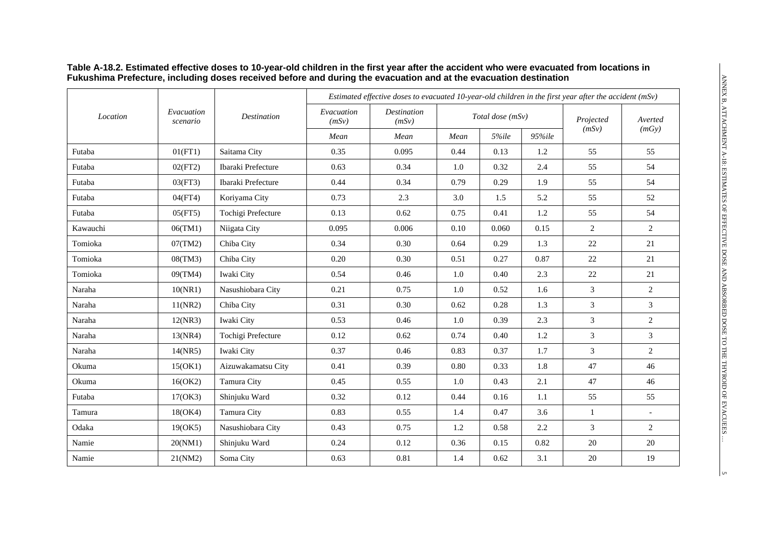**Table A-18.2. Estimated effective doses to 10-year-old children in the first year after the accident who were evacuated from locations in Fukushima Prefecture, including doses received before and during the evacuation and at the evacuation destination**

| *Location* | *Evacuation scenario* | *Destination* | *Estimated effective doses to evacuated 10-year-old children in the first year after the accident (mSv)* | | | | | | |
|---|---|---|---|---|---|---|---|---|---|
| | | | *Evacuation (mSv)* | *Destination (mSv)* | *Total dose (mSv)* | | | *Projected (mSv)* | *Averted (mGy)* |
| | | | *Mean* | *Mean* | *Mean* | *5%ile* | *95%ile* | | |
| Futaba | 01(FT1) | Saitama City | 0.35 | 0.095 | 0.44 | 0.13 | 1.2 | 55 | 55 |
| Futaba | 02(FT2) | Ibaraki Prefecture | 0.63 | 0.34 | 1.0 | 0.32 | 2.4 | 55 | 54 |
| Futaba | 03(FT3) | Ibaraki Prefecture | 0.44 | 0.34 | 0.79 | 0.29 | 1.9 | 55 | 54 |
| Futaba | 04(FT4) | Koriyama City | 0.73 | 2.3 | 3.0 | 1.5 | 5.2 | 55 | 52 |
| Futaba | 05(FT5) | Tochigi Prefecture | 0.13 | 0.62 | 0.75 | 0.41 | 1.2 | 55 | 54 |
| Kawauchi | 06(TM1) | Niigata City | 0.095 | 0.006 | 0.10 | 0.060 | 0.15 | 2 | 2 |
| Tomioka | 07(TM2) | Chiba City | 0.34 | 0.30 | 0.64 | 0.29 | 1.3 | 22 | 21 |
| Tomioka | 08(TM3) | Chiba City | 0.20 | 0.30 | 0.51 | 0.27 | 0.87 | 22 | 21 |
| Tomioka | 09(TM4) | Iwaki City | 0.54 | 0.46 | 1.0 | 0.40 | 2.3 | 22 | 21 |
| Naraha | 10(NR1) | Nasushiobara City | 0.21 | 0.75 | 1.0 | 0.52 | 1.6 | 3 | 2 |
| Naraha | 11(NR2) | Chiba City | 0.31 | 0.30 | 0.62 | 0.28 | 1.3 | 3 | 3 |
| Naraha | 12(NR3) | Iwaki City | 0.53 | 0.46 | 1.0 | 0.39 | 2.3 | 3 | 2 |
| Naraha | 13(NR4) | Tochigi Prefecture | 0.12 | 0.62 | 0.74 | 0.40 | 1.2 | 3 | 3 |
| Naraha | 14(NR5) | Iwaki City | 0.37 | 0.46 | 0.83 | 0.37 | 1.7 | 3 | 2 |
| Okuma | 15(OK1) | Aizuwakamatsu City | 0.41 | 0.39 | 0.80 | 0.33 | 1.8 | 47 | 46 |
| Okuma | 16(OK2) | Tamura City | 0.45 | 0.55 | 1.0 | 0.43 | 2.1 | 47 | 46 |
| Futaba | 17(OK3) | Shinjuku Ward | 0.32 | 0.12 | 0.44 | 0.16 | 1.1 | 55 | 55 |
| Tamura | 18(OK4) | Tamura City | 0.83 | 0.55 | 1.4 | 0.47 | 3.6 | 1 | - |
| Odaka | 19(OK5) | Nasushiobara City | 0.43 | 0.75 | 1.2 | 0.58 | 2.2 | 3 | 2 |
| Namie | 20(NM1) | Shinjuku Ward | 0.24 | 0.12 | 0.36 | 0.15 | 0.82 | 20 | 20 |
| Namie | 21(NM2) | Soma City | 0.63 | 0.81 | 1.4 | 0.62 | 3.1 | 20 | 19 |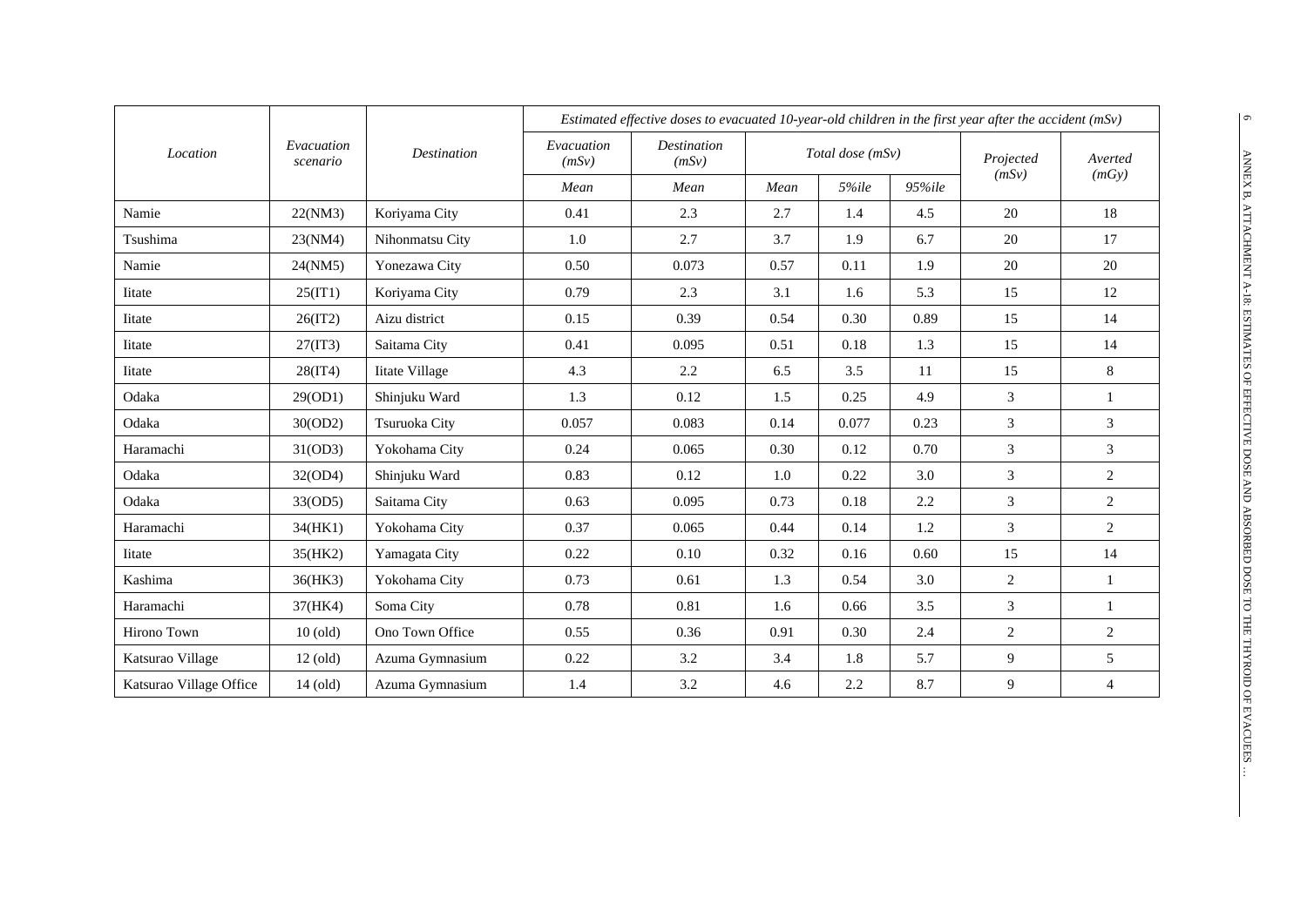| Location | Evacuation scenario | Destination | Estimated effective doses to evacuated 10-year-old children in the first year after the accident (mSv) | | | | | | |
|---|---|---|---|---|---|---|---|---|---|
| | | | Evacuation (mSv) | Destination (mSv) | Total dose (mSv) | | | Projected (mSv) | Averted (mGy) |
| | | | Mean | Mean | Mean | 5%ile | 95%ile | | |
| Namie | 22(NM3) | Koriyama City | 0.41 | 2.3 | 2.7 | 1.4 | 4.5 | 20 | 18 |
| Tsushima | 23(NM4) | Nihonmatsu City | 1.0 | 2.7 | 3.7 | 1.9 | 6.7 | 20 | 17 |
| Namie | 24(NM5) | Yonezawa City | 0.50 | 0.073 | 0.57 | 0.11 | 1.9 | 20 | 20 |
| Iitate | 25(IT1) | Koriyama City | 0.79 | 2.3 | 3.1 | 1.6 | 5.3 | 15 | 12 |
| Iitate | 26(IT2) | Aizu district | 0.15 | 0.39 | 0.54 | 0.30 | 0.89 | 15 | 14 |
| Iitate | 27(IT3) | Saitama City | 0.41 | 0.095 | 0.51 | 0.18 | 1.3 | 15 | 14 |
| Iitate | 28(IT4) | Iitate Village | 4.3 | 2.2 | 6.5 | 3.5 | 11 | 15 | 8 |
| Odaka | 29(OD1) | Shinjuku Ward | 1.3 | 0.12 | 1.5 | 0.25 | 4.9 | 3 | 1 |
| Odaka | 30(OD2) | Tsuruoka City | 0.057 | 0.083 | 0.14 | 0.077 | 0.23 | 3 | 3 |
| Haramachi | 31(OD3) | Yokohama City | 0.24 | 0.065 | 0.30 | 0.12 | 0.70 | 3 | 3 |
| Odaka | 32(OD4) | Shinjuku Ward | 0.83 | 0.12 | 1.0 | 0.22 | 3.0 | 3 | 2 |
| Odaka | 33(OD5) | Saitama City | 0.63 | 0.095 | 0.73 | 0.18 | 2.2 | 3 | 2 |
| Haramachi | 34(HK1) | Yokohama City | 0.37 | 0.065 | 0.44 | 0.14 | 1.2 | 3 | 2 |
| Iitate | 35(HK2) | Yamagata City | 0.22 | 0.10 | 0.32 | 0.16 | 0.60 | 15 | 14 |
| Kashima | 36(HK3) | Yokohama City | 0.73 | 0.61 | 1.3 | 0.54 | 3.0 | 2 | 1 |
| Haramachi | 37(HK4) | Soma City | 0.78 | 0.81 | 1.6 | 0.66 | 3.5 | 3 | 1 |
| Hirono Town | 10 (old) | Ono Town Office | 0.55 | 0.36 | 0.91 | 0.30 | 2.4 | 2 | 2 |
| Katsurao Village | 12 (old) | Azuma Gymnasium | 0.22 | 3.2 | 3.4 | 1.8 | 5.7 | 9 | 5 |
| Katsurao Village Office | 14 (old) | Azuma Gymnasium | 1.4 | 3.2 | 4.6 | 2.2 | 8.7 | 9 | 4 |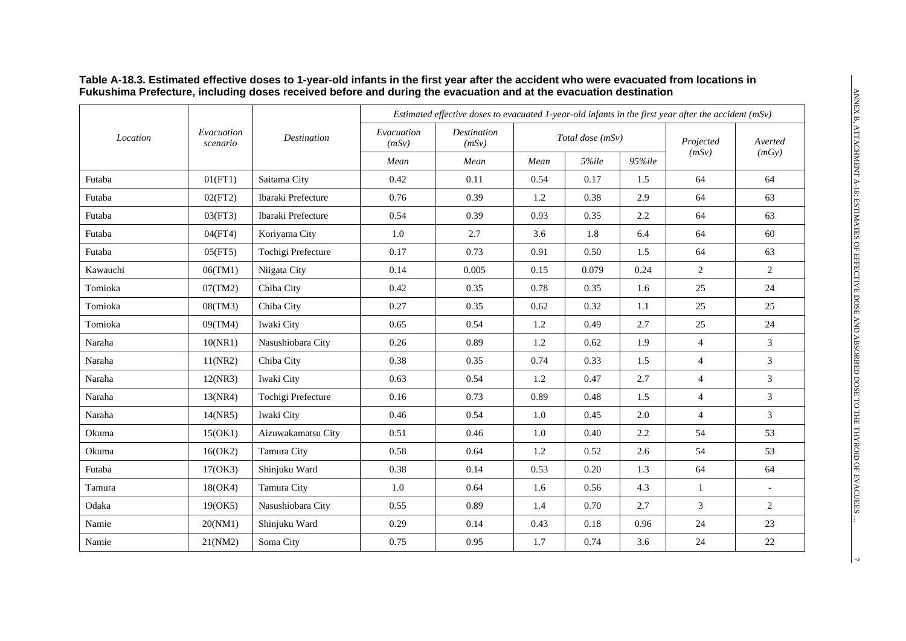**Table A-18.3. Estimated effective doses to 1-year-old infants in the first year after the accident who were evacuated from locations in Fukushima Prefecture, including doses received before and during the evacuation and at the evacuation destination**

| *Location* | *Evacuation scenario* | *Destination* | *Estimated effective doses to evacuated 1-year-old infants in the first year after the accident (mSv)* | | | | | | |
|---|---|---|---|---|---|---|---|---|---|
| | | | *Evacuation (mSv)* | *Destination (mSv)* | *Total dose (mSv)* | | | *Projected (mSv)* | *Averted (mGy)* |
| | | | *Mean* | *Mean* | *Mean* | *5%ile* | *95%ile* | | |
| Futaba | 01(FT1) | Saitama City | 0.42 | 0.11 | 0.54 | 0.17 | 1.5 | 64 | 64 |
| Futaba | 02(FT2) | Ibaraki Prefecture | 0.76 | 0.39 | 1.2 | 0.38 | 2.9 | 64 | 63 |
| Futaba | 03(FT3) | Ibaraki Prefecture | 0.54 | 0.39 | 0.93 | 0.35 | 2.2 | 64 | 63 |
| Futaba | 04(FT4) | Koriyama City | 1.0 | 2.7 | 3.6 | 1.8 | 6.4 | 64 | 60 |
| Futaba | 05(FT5) | Tochigi Prefecture | 0.17 | 0.73 | 0.91 | 0.50 | 1.5 | 64 | 63 |
| Kawauchi | 06(TM1) | Niigata City | 0.14 | 0.005 | 0.15 | 0.079 | 0.24 | 2 | 2 |
| Tomioka | 07(TM2) | Chiba City | 0.42 | 0.35 | 0.78 | 0.35 | 1.6 | 25 | 24 |
| Tomioka | 08(TM3) | Chiba City | 0.27 | 0.35 | 0.62 | 0.32 | 1.1 | 25 | 25 |
| Tomioka | 09(TM4) | Iwaki City | 0.65 | 0.54 | 1.2 | 0.49 | 2.7 | 25 | 24 |
| Naraha | 10(NR1) | Nasushiobara City | 0.26 | 0.89 | 1.2 | 0.62 | 1.9 | 4 | 3 |
| Naraha | 11(NR2) | Chiba City | 0.38 | 0.35 | 0.74 | 0.33 | 1.5 | 4 | 3 |
| Naraha | 12(NR3) | Iwaki City | 0.63 | 0.54 | 1.2 | 0.47 | 2.7 | 4 | 3 |
| Naraha | 13(NR4) | Tochigi Prefecture | 0.16 | 0.73 | 0.89 | 0.48 | 1.5 | 4 | 3 |
| Naraha | 14(NR5) | Iwaki City | 0.46 | 0.54 | 1.0 | 0.45 | 2.0 | 4 | 3 |
| Okuma | 15(OK1) | Aizuwakamatsu City | 0.51 | 0.46 | 1.0 | 0.40 | 2.2 | 54 | 53 |
| Okuma | 16(OK2) | Tamura City | 0.58 | 0.64 | 1.2 | 0.52 | 2.6 | 54 | 53 |
| Futaba | 17(OK3) | Shinjuku Ward | 0.38 | 0.14 | 0.53 | 0.20 | 1.3 | 64 | 64 |
| Tamura | 18(OK4) | Tamura City | 1.0 | 0.64 | 1.6 | 0.56 | 4.3 | 1 | - |
| Odaka | 19(OK5) | Nasushiobara City | 0.55 | 0.89 | 1.4 | 0.70 | 2.7 | 3 | 2 |
| Namie | 20(NM1) | Shinjuku Ward | 0.29 | 0.14 | 0.43 | 0.18 | 0.96 | 24 | 23 |
| Namie | 21(NM2) | Soma City | 0.75 | 0.95 | 1.7 | 0.74 | 3.6 | 24 | 22 |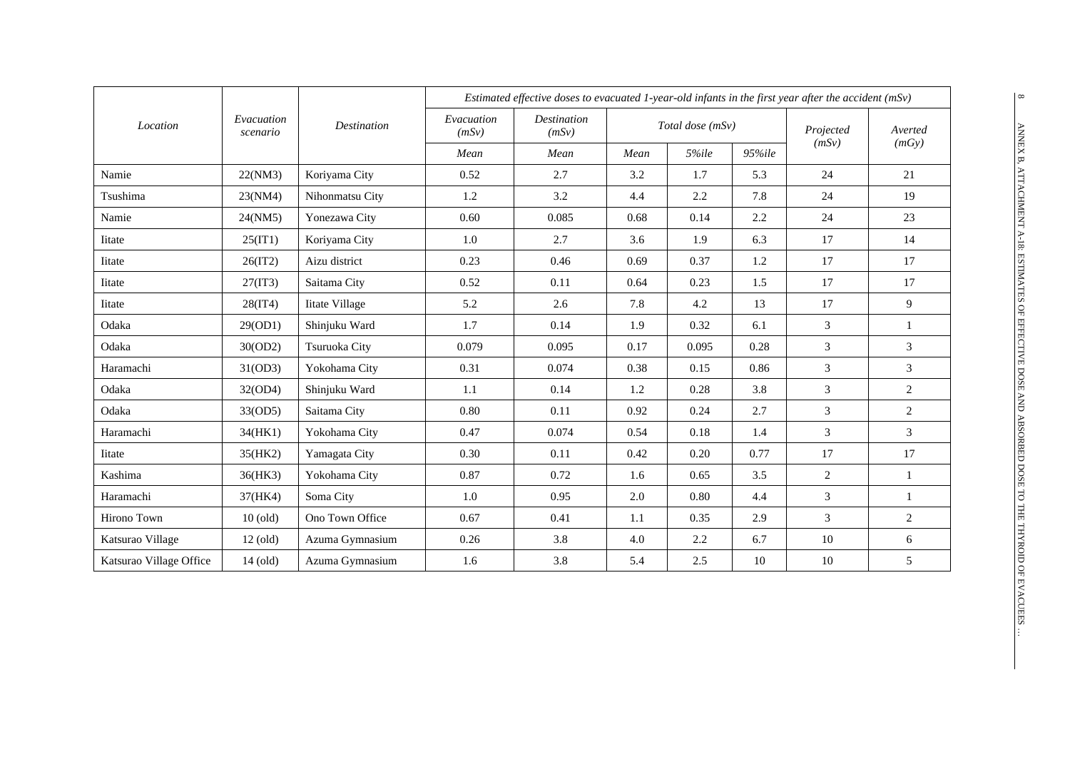| Location | Evacuation scenario | Destination | *Estimated effective doses to evacuated 1-year-old infants in the first year after the accident (mSv)* | | | | | | |
|---|---|---|---|---|---|---|---|---|---|
| | | | *Evacuation (mSv)* | *Destination (mSv)* | *Total dose (mSv)* | | | *Projected (mSv)* | *Averted (mGy)* |
| | | | *Mean* | *Mean* | *Mean* | *5%ile* | *95%ile* | | |
| Namie | 22(NM3) | Koriyama City | 0.52 | 2.7 | 3.2 | 1.7 | 5.3 | 24 | 21 |
| Tsushima | 23(NM4) | Nihonmatsu City | 1.2 | 3.2 | 4.4 | 2.2 | 7.8 | 24 | 19 |
| Namie | 24(NM5) | Yonezawa City | 0.60 | 0.085 | 0.68 | 0.14 | 2.2 | 24 | 23 |
| Iitate | 25(IT1) | Koriyama City | 1.0 | 2.7 | 3.6 | 1.9 | 6.3 | 17 | 14 |
| Iitate | 26(IT2) | Aizu district | 0.23 | 0.46 | 0.69 | 0.37 | 1.2 | 17 | 17 |
| Iitate | 27(IT3) | Saitama City | 0.52 | 0.11 | 0.64 | 0.23 | 1.5 | 17 | 17 |
| Iitate | 28(IT4) | Iitate Village | 5.2 | 2.6 | 7.8 | 4.2 | 13 | 17 | 9 |
| Odaka | 29(OD1) | Shinjuku Ward | 1.7 | 0.14 | 1.9 | 0.32 | 6.1 | 3 | 1 |
| Odaka | 30(OD2) | Tsuruoka City | 0.079 | 0.095 | 0.17 | 0.095 | 0.28 | 3 | 3 |
| Haramachi | 31(OD3) | Yokohama City | 0.31 | 0.074 | 0.38 | 0.15 | 0.86 | 3 | 3 |
| Odaka | 32(OD4) | Shinjuku Ward | 1.1 | 0.14 | 1.2 | 0.28 | 3.8 | 3 | 2 |
| Odaka | 33(OD5) | Saitama City | 0.80 | 0.11 | 0.92 | 0.24 | 2.7 | 3 | 2 |
| Haramachi | 34(HK1) | Yokohama City | 0.47 | 0.074 | 0.54 | 0.18 | 1.4 | 3 | 3 |
| Iitate | 35(HK2) | Yamagata City | 0.30 | 0.11 | 0.42 | 0.20 | 0.77 | 17 | 17 |
| Kashima | 36(HK3) | Yokohama City | 0.87 | 0.72 | 1.6 | 0.65 | 3.5 | 2 | 1 |
| Haramachi | 37(HK4) | Soma City | 1.0 | 0.95 | 2.0 | 0.80 | 4.4 | 3 | 1 |
| Hirono Town | 10 (old) | Ono Town Office | 0.67 | 0.41 | 1.1 | 0.35 | 2.9 | 3 | 2 |
| Katsurao Village | 12 (old) | Azuma Gymnasium | 0.26 | 3.8 | 4.0 | 2.2 | 6.7 | 10 | 6 |
| Katsurao Village Office | 14 (old) | Azuma Gymnasium | 1.6 | 3.8 | 5.4 | 2.5 | 10 | 10 | 5 |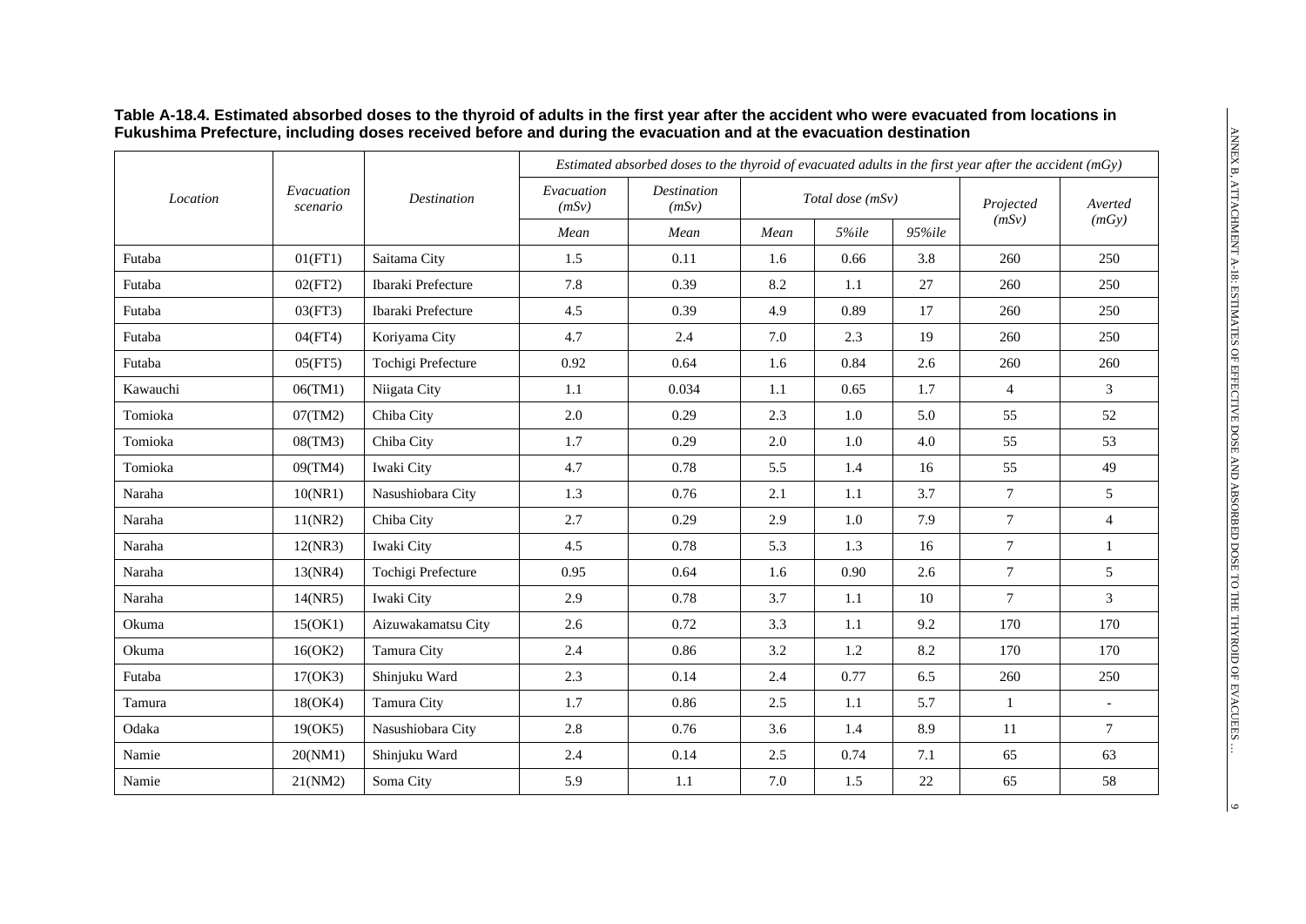**Table A-18.4. Estimated absorbed doses to the thyroid of adults in the first year after the accident who were evacuated from locations in Fukushima Prefecture, including doses received before and during the evacuation and at the evacuation destination**

| *Location* | *Evacuation scenario* | *Destination* | *Estimated absorbed doses to the thyroid of evacuated adults in the first year after the accident (mGy)* | | | | | | |
|---|---|---|---|---|---|---|---|---|---|
| | | | *Evacuation (mSv)* | *Destination (mSv)* | *Total dose (mSv)* | | | *Projected (mSv)* | *Averted (mGy)* |
| | | | *Mean* | *Mean* | *Mean* | *5%ile* | *95%ile* | | |
| Futaba | 01(FT1) | Saitama City | 1.5 | 0.11 | 1.6 | 0.66 | 3.8 | 260 | 250 |
| Futaba | 02(FT2) | Ibaraki Prefecture | 7.8 | 0.39 | 8.2 | 1.1 | 27 | 260 | 250 |
| Futaba | 03(FT3) | Ibaraki Prefecture | 4.5 | 0.39 | 4.9 | 0.89 | 17 | 260 | 250 |
| Futaba | 04(FT4) | Koriyama City | 4.7 | 2.4 | 7.0 | 2.3 | 19 | 260 | 250 |
| Futaba | 05(FT5) | Tochigi Prefecture | 0.92 | 0.64 | 1.6 | 0.84 | 2.6 | 260 | 260 |
| Kawauchi | 06(TM1) | Niigata City | 1.1 | 0.034 | 1.1 | 0.65 | 1.7 | 4 | 3 |
| Tomioka | 07(TM2) | Chiba City | 2.0 | 0.29 | 2.3 | 1.0 | 5.0 | 55 | 52 |
| Tomioka | 08(TM3) | Chiba City | 1.7 | 0.29 | 2.0 | 1.0 | 4.0 | 55 | 53 |
| Tomioka | 09(TM4) | Iwaki City | 4.7 | 0.78 | 5.5 | 1.4 | 16 | 55 | 49 |
| Naraha | 10(NR1) | Nasushiobara City | 1.3 | 0.76 | 2.1 | 1.1 | 3.7 | 7 | 5 |
| Naraha | 11(NR2) | Chiba City | 2.7 | 0.29 | 2.9 | 1.0 | 7.9 | 7 | 4 |
| Naraha | 12(NR3) | Iwaki City | 4.5 | 0.78 | 5.3 | 1.3 | 16 | 7 | 1 |
| Naraha | 13(NR4) | Tochigi Prefecture | 0.95 | 0.64 | 1.6 | 0.90 | 2.6 | 7 | 5 |
| Naraha | 14(NR5) | Iwaki City | 2.9 | 0.78 | 3.7 | 1.1 | 10 | 7 | 3 |
| Okuma | 15(OK1) | Aizuwakamatsu City | 2.6 | 0.72 | 3.3 | 1.1 | 9.2 | 170 | 170 |
| Okuma | 16(OK2) | Tamura City | 2.4 | 0.86 | 3.2 | 1.2 | 8.2 | 170 | 170 |
| Futaba | 17(OK3) | Shinjuku Ward | 2.3 | 0.14 | 2.4 | 0.77 | 6.5 | 260 | 250 |
| Tamura | 18(OK4) | Tamura City | 1.7 | 0.86 | 2.5 | 1.1 | 5.7 | 1 | - |
| Odaka | 19(OK5) | Nasushiobara City | 2.8 | 0.76 | 3.6 | 1.4 | 8.9 | 11 | 7 |
| Namie | 20(NM1) | Shinjuku Ward | 2.4 | 0.14 | 2.5 | 0.74 | 7.1 | 65 | 63 |
| Namie | 21(NM2) | Soma City | 5.9 | 1.1 | 7.0 | 1.5 | 22 | 65 | 58 |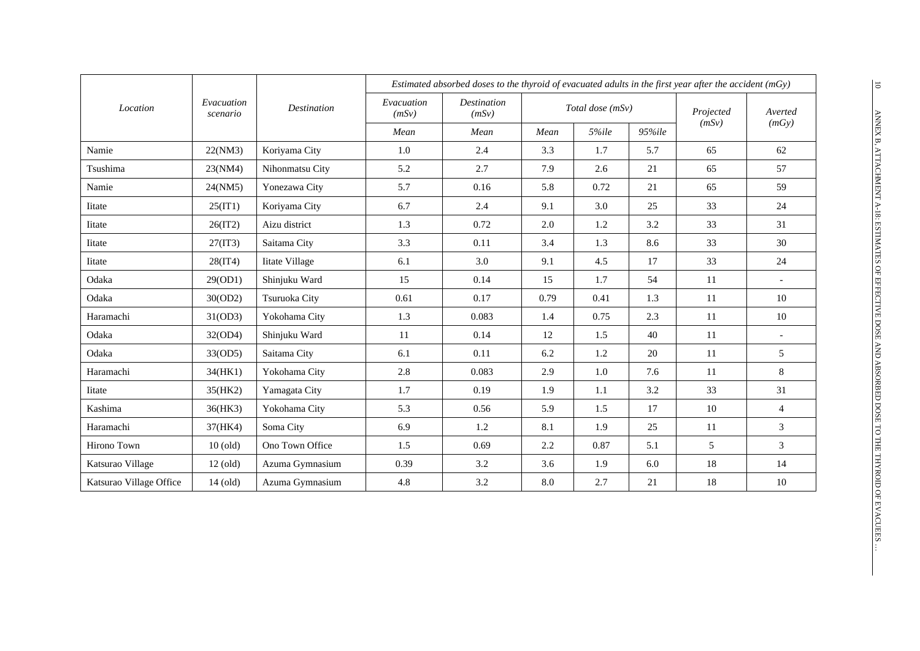| Location | Evacuation scenario | Destination | Estimated absorbed doses to the thyroid of evacuated adults in the first year after the accident (mGy) | | | | | | |
|---|---|---|---|---|---|---|---|---|---|
| | | | Evacuation (mSv) | Destination (mSv) | Total dose (mSv) | | | Projected (mSv) | Averted (mGy) |
| | | | Mean | Mean | Mean | 5%ile | 95%ile | | |
| Namie | 22(NM3) | Koriyama City | 1.0 | 2.4 | 3.3 | 1.7 | 5.7 | 65 | 62 |
| Tsushima | 23(NM4) | Nihonmatsu City | 5.2 | 2.7 | 7.9 | 2.6 | 21 | 65 | 57 |
| Namie | 24(NM5) | Yonezawa City | 5.7 | 0.16 | 5.8 | 0.72 | 21 | 65 | 59 |
| Iitate | 25(IT1) | Koriyama City | 6.7 | 2.4 | 9.1 | 3.0 | 25 | 33 | 24 |
| Iitate | 26(IT2) | Aizu district | 1.3 | 0.72 | 2.0 | 1.2 | 3.2 | 33 | 31 |
| Iitate | 27(IT3) | Saitama City | 3.3 | 0.11 | 3.4 | 1.3 | 8.6 | 33 | 30 |
| Iitate | 28(IT4) | Iitate Village | 6.1 | 3.0 | 9.1 | 4.5 | 17 | 33 | 24 |
| Odaka | 29(OD1) | Shinjuku Ward | 15 | 0.14 | 15 | 1.7 | 54 | 11 | - |
| Odaka | 30(OD2) | Tsuruoka City | 0.61 | 0.17 | 0.79 | 0.41 | 1.3 | 11 | 10 |
| Haramachi | 31(OD3) | Yokohama City | 1.3 | 0.083 | 1.4 | 0.75 | 2.3 | 11 | 10 |
| Odaka | 32(OD4) | Shinjuku Ward | 11 | 0.14 | 12 | 1.5 | 40 | 11 | - |
| Odaka | 33(OD5) | Saitama City | 6.1 | 0.11 | 6.2 | 1.2 | 20 | 11 | 5 |
| Haramachi | 34(HK1) | Yokohama City | 2.8 | 0.083 | 2.9 | 1.0 | 7.6 | 11 | 8 |
| Iitate | 35(HK2) | Yamagata City | 1.7 | 0.19 | 1.9 | 1.1 | 3.2 | 33 | 31 |
| Kashima | 36(HK3) | Yokohama City | 5.3 | 0.56 | 5.9 | 1.5 | 17 | 10 | 4 |
| Haramachi | 37(HK4) | Soma City | 6.9 | 1.2 | 8.1 | 1.9 | 25 | 11 | 3 |
| Hirono Town | 10 (old) | Ono Town Office | 1.5 | 0.69 | 2.2 | 0.87 | 5.1 | 5 | 3 |
| Katsurao Village | 12 (old) | Azuma Gymnasium | 0.39 | 3.2 | 3.6 | 1.9 | 6.0 | 18 | 14 |
| Katsurao Village Office | 14 (old) | Azuma Gymnasium | 4.8 | 3.2 | 8.0 | 2.7 | 21 | 18 | 10 |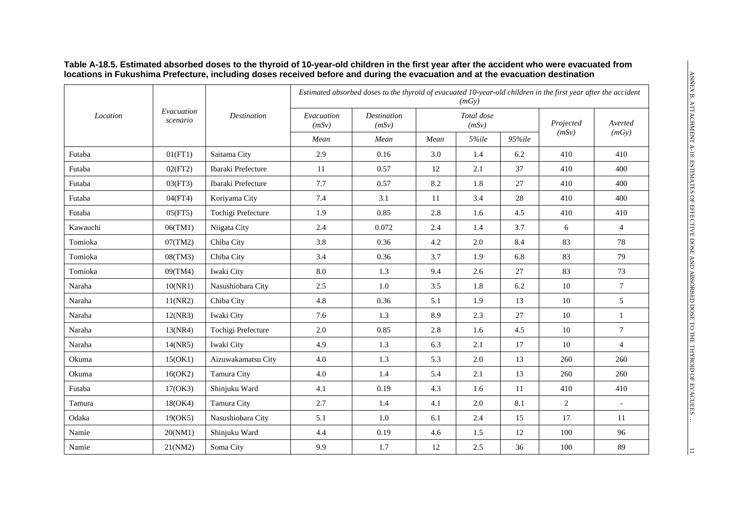**Table A-18.5. Estimated absorbed doses to the thyroid of 10-year-old children in the first year after the accident who were evacuated from locations in Fukushima Prefecture, including doses received before and during the evacuation and at the evacuation destination**

| *Location* | *Evacuation scenario* | *Destination* | *Estimated absorbed doses to the thyroid of evacuated 10-year-old children in the first year after the accident (mGy)* | | | | | | |
|---|---|---|---|---|---|---|---|---|---|
| | | | *Evacuation (mSv)* | *Destination (mSv)* | *Total dose (mSv)* | | | *Projected (mSv)* | *Averted (mGy)* |
| | | | *Mean* | *Mean* | *Mean* | *5%ile* | *95%ile* | | |
| Futaba | 01(FT1) | Saitama City | 2.9 | 0.16 | 3.0 | 1.4 | 6.2 | 410 | 410 |
| Futaba | 02(FT2) | Ibaraki Prefecture | 11 | 0.57 | 12 | 2.1 | 37 | 410 | 400 |
| Futaba | 03(FT3) | Ibaraki Prefecture | 7.7 | 0.57 | 8.2 | 1.8 | 27 | 410 | 400 |
| Futaba | 04(FT4) | Koriyama City | 7.4 | 3.1 | 11 | 3.4 | 28 | 410 | 400 |
| Futaba | 05(FT5) | Tochigi Prefecture | 1.9 | 0.85 | 2.8 | 1.6 | 4.5 | 410 | 410 |
| Kawauchi | 06(TM1) | Niigata City | 2.4 | 0.072 | 2.4 | 1.4 | 3.7 | 6 | 4 |
| Tomioka | 07(TM2) | Chiba City | 3.8 | 0.36 | 4.2 | 2.0 | 8.4 | 83 | 78 |
| Tomioka | 08(TM3) | Chiba City | 3.4 | 0.36 | 3.7 | 1.9 | 6.8 | 83 | 79 |
| Tomioka | 09(TM4) | Iwaki City | 8.0 | 1.3 | 9.4 | 2.6 | 27 | 83 | 73 |
| Naraha | 10(NR1) | Nasushiobara City | 2.5 | 1.0 | 3.5 | 1.8 | 6.2 | 10 | 7 |
| Naraha | 11(NR2) | Chiba City | 4.8 | 0.36 | 5.1 | 1.9 | 13 | 10 | 5 |
| Naraha | 12(NR3) | Iwaki City | 7.6 | 1.3 | 8.9 | 2.3 | 27 | 10 | 1 |
| Naraha | 13(NR4) | Tochigi Prefecture | 2.0 | 0.85 | 2.8 | 1.6 | 4.5 | 10 | 7 |
| Naraha | 14(NR5) | Iwaki City | 4.9 | 1.3 | 6.3 | 2.1 | 17 | 10 | 4 |
| Okuma | 15(OK1) | Aizuwakamatsu City | 4.0 | 1.3 | 5.3 | 2.0 | 13 | 260 | 260 |
| Okuma | 16(OK2) | Tamura City | 4.0 | 1.4 | 5.4 | 2.1 | 13 | 260 | 260 |
| Futaba | 17(OK3) | Shinjuku Ward | 4.1 | 0.19 | 4.3 | 1.6 | 11 | 410 | 410 |
| Tamura | 18(OK4) | Tamura City | 2.7 | 1.4 | 4.1 | 2.0 | 8.1 | 2 | - |
| Odaka | 19(OK5) | Nasushiobara City | 5.1 | 1.0 | 6.1 | 2.4 | 15 | 17 | 11 |
| Namie | 20(NM1) | Shinjuku Ward | 4.4 | 0.19 | 4.6 | 1.5 | 12 | 100 | 96 |
| Namie | 21(NM2) | Soma City | 9.9 | 1.7 | 12 | 2.5 | 36 | 100 | 89 |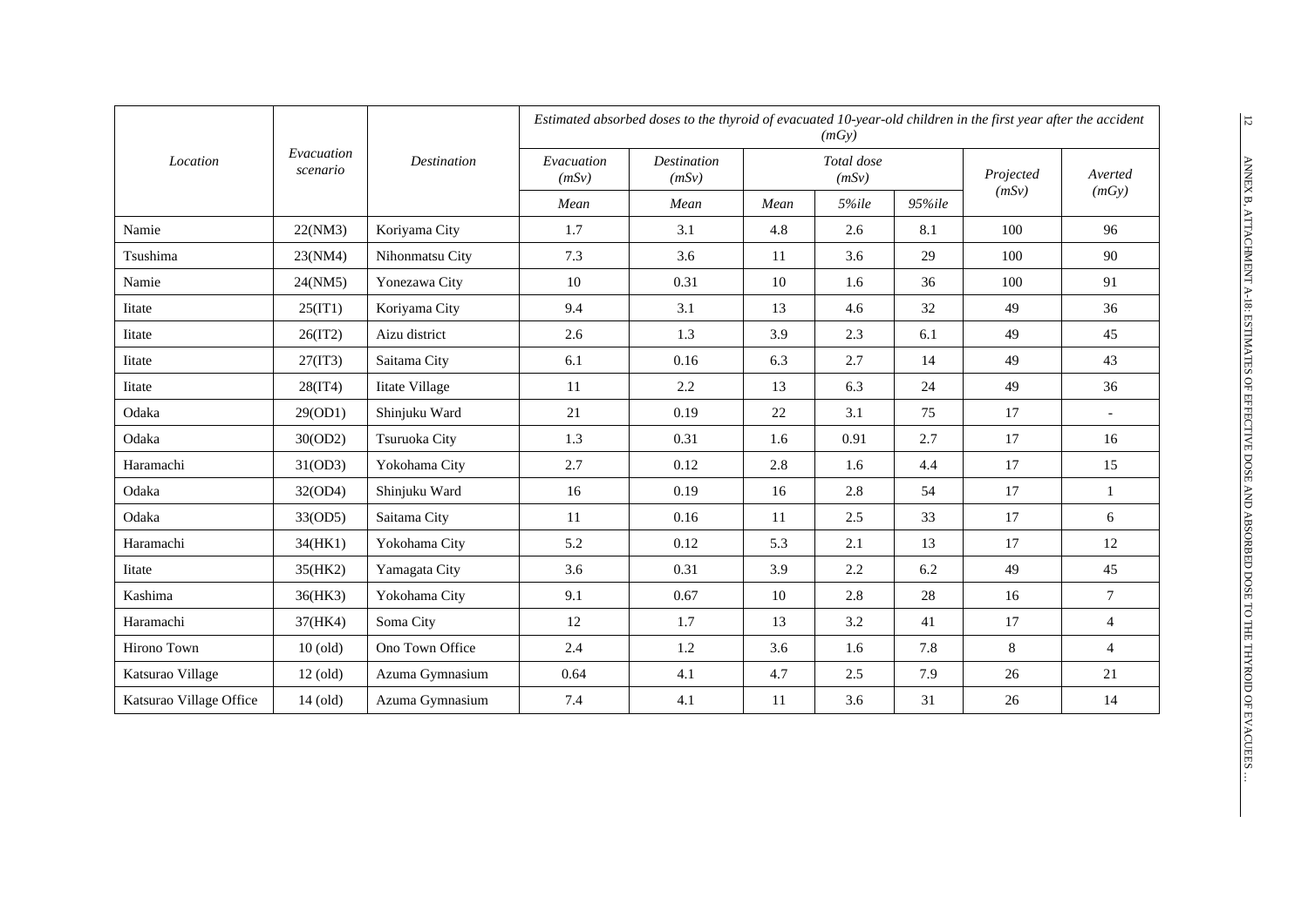| Location | Evacuation scenario | Destination | *Estimated absorbed doses to the thyroid of evacuated 10-year-old children in the first year after the accident (mGy)* | | | | | | |
|---|---|---|---|---|---|---|---|---|---|
| | | | *Evacuation (mSv)* | *Destination (mSv)* | *Total dose (mSv)* | | | *Projected (mSv)* | *Averted (mGy)* |
| | | | *Mean* | *Mean* | *Mean* | *5%ile* | *95%ile* | | |
| Namie | 22(NM3) | Koriyama City | 1.7 | 3.1 | 4.8 | 2.6 | 8.1 | 100 | 96 |
| Tsushima | 23(NM4) | Nihonmatsu City | 7.3 | 3.6 | 11 | 3.6 | 29 | 100 | 90 |
| Namie | 24(NM5) | Yonezawa City | 10 | 0.31 | 10 | 1.6 | 36 | 100 | 91 |
| Iitate | 25(IT1) | Koriyama City | 9.4 | 3.1 | 13 | 4.6 | 32 | 49 | 36 |
| Iitate | 26(IT2) | Aizu district | 2.6 | 1.3 | 3.9 | 2.3 | 6.1 | 49 | 45 |
| Iitate | 27(IT3) | Saitama City | 6.1 | 0.16 | 6.3 | 2.7 | 14 | 49 | 43 |
| Iitate | 28(IT4) | Iitate Village | 11 | 2.2 | 13 | 6.3 | 24 | 49 | 36 |
| Odaka | 29(OD1) | Shinjuku Ward | 21 | 0.19 | 22 | 3.1 | 75 | 17 | - |
| Odaka | 30(OD2) | Tsuruoka City | 1.3 | 0.31 | 1.6 | 0.91 | 2.7 | 17 | 16 |
| Haramachi | 31(OD3) | Yokohama City | 2.7 | 0.12 | 2.8 | 1.6 | 4.4 | 17 | 15 |
| Odaka | 32(OD4) | Shinjuku Ward | 16 | 0.19 | 16 | 2.8 | 54 | 17 | 1 |
| Odaka | 33(OD5) | Saitama City | 11 | 0.16 | 11 | 2.5 | 33 | 17 | 6 |
| Haramachi | 34(HK1) | Yokohama City | 5.2 | 0.12 | 5.3 | 2.1 | 13 | 17 | 12 |
| Iitate | 35(HK2) | Yamagata City | 3.6 | 0.31 | 3.9 | 2.2 | 6.2 | 49 | 45 |
| Kashima | 36(HK3) | Yokohama City | 9.1 | 0.67 | 10 | 2.8 | 28 | 16 | 7 |
| Haramachi | 37(HK4) | Soma City | 12 | 1.7 | 13 | 3.2 | 41 | 17 | 4 |
| Hirono Town | 10 (old) | Ono Town Office | 2.4 | 1.2 | 3.6 | 1.6 | 7.8 | 8 | 4 |
| Katsurao Village | 12 (old) | Azuma Gymnasium | 0.64 | 4.1 | 4.7 | 2.5 | 7.9 | 26 | 21 |
| Katsurao Village Office | 14 (old) | Azuma Gymnasium | 7.4 | 4.1 | 11 | 3.6 | 31 | 26 | 14 |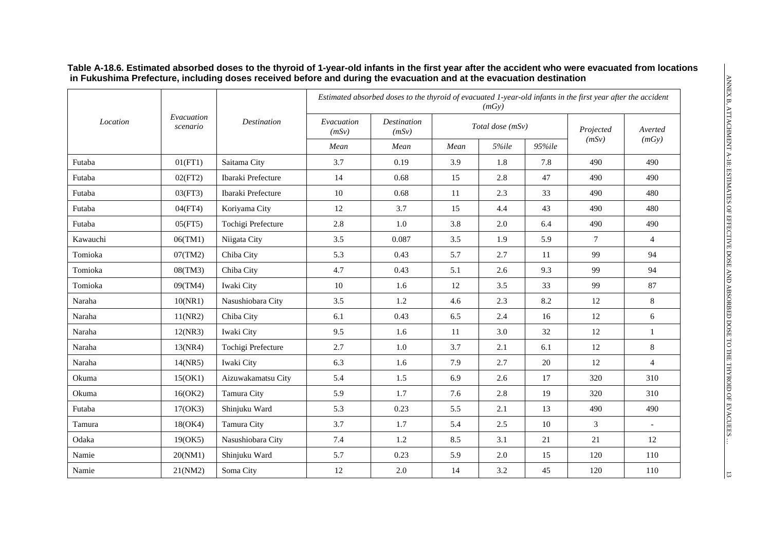**Table A-18.6. Estimated absorbed doses to the thyroid of 1-year-old infants in the first year after the accident who were evacuated from locations in Fukushima Prefecture, including doses received before and during the evacuation and at the evacuation destination**

| *Location* | *Evacuation scenario* | *Destination* | *Estimated absorbed doses to the thyroid of evacuated 1-year-old infants in the first year after the accident (mGy)* | | | | | | |
|---|---|---|---|---|---|---|---|---|---|
| | | | *Evacuation (mSv)* | *Destination (mSv)* | *Total dose (mSv)* | | | *Projected (mSv)* | *Averted (mGy)* |
| | | | *Mean* | *Mean* | *Mean* | *5%ile* | *95%ile* | | |
| Futaba | 01(FT1) | Saitama City | 3.7 | 0.19 | 3.9 | 1.8 | 7.8 | 490 | 490 |
| Futaba | 02(FT2) | Ibaraki Prefecture | 14 | 0.68 | 15 | 2.8 | 47 | 490 | 490 |
| Futaba | 03(FT3) | Ibaraki Prefecture | 10 | 0.68 | 11 | 2.3 | 33 | 490 | 480 |
| Futaba | 04(FT4) | Koriyama City | 12 | 3.7 | 15 | 4.4 | 43 | 490 | 480 |
| Futaba | 05(FT5) | Tochigi Prefecture | 2.8 | 1.0 | 3.8 | 2.0 | 6.4 | 490 | 490 |
| Kawauchi | 06(TM1) | Niigata City | 3.5 | 0.087 | 3.5 | 1.9 | 5.9 | 7 | 4 |
| Tomioka | 07(TM2) | Chiba City | 5.3 | 0.43 | 5.7 | 2.7 | 11 | 99 | 94 |
| Tomioka | 08(TM3) | Chiba City | 4.7 | 0.43 | 5.1 | 2.6 | 9.3 | 99 | 94 |
| Tomioka | 09(TM4) | Iwaki City | 10 | 1.6 | 12 | 3.5 | 33 | 99 | 87 |
| Naraha | 10(NR1) | Nasushiobara City | 3.5 | 1.2 | 4.6 | 2.3 | 8.2 | 12 | 8 |
| Naraha | 11(NR2) | Chiba City | 6.1 | 0.43 | 6.5 | 2.4 | 16 | 12 | 6 |
| Naraha | 12(NR3) | Iwaki City | 9.5 | 1.6 | 11 | 3.0 | 32 | 12 | 1 |
| Naraha | 13(NR4) | Tochigi Prefecture | 2.7 | 1.0 | 3.7 | 2.1 | 6.1 | 12 | 8 |
| Naraha | 14(NR5) | Iwaki City | 6.3 | 1.6 | 7.9 | 2.7 | 20 | 12 | 4 |
| Okuma | 15(OK1) | Aizuwakamatsu City | 5.4 | 1.5 | 6.9 | 2.6 | 17 | 320 | 310 |
| Okuma | 16(OK2) | Tamura City | 5.9 | 1.7 | 7.6 | 2.8 | 19 | 320 | 310 |
| Futaba | 17(OK3) | Shinjuku Ward | 5.3 | 0.23 | 5.5 | 2.1 | 13 | 490 | 490 |
| Tamura | 18(OK4) | Tamura City | 3.7 | 1.7 | 5.4 | 2.5 | 10 | 3 | - |
| Odaka | 19(OK5) | Nasushiobara City | 7.4 | 1.2 | 8.5 | 3.1 | 21 | 21 | 12 |
| Namie | 20(NM1) | Shinjuku Ward | 5.7 | 0.23 | 5.9 | 2.0 | 15 | 120 | 110 |
| Namie | 21(NM2) | Soma City | 12 | 2.0 | 14 | 3.2 | 45 | 120 | 110 |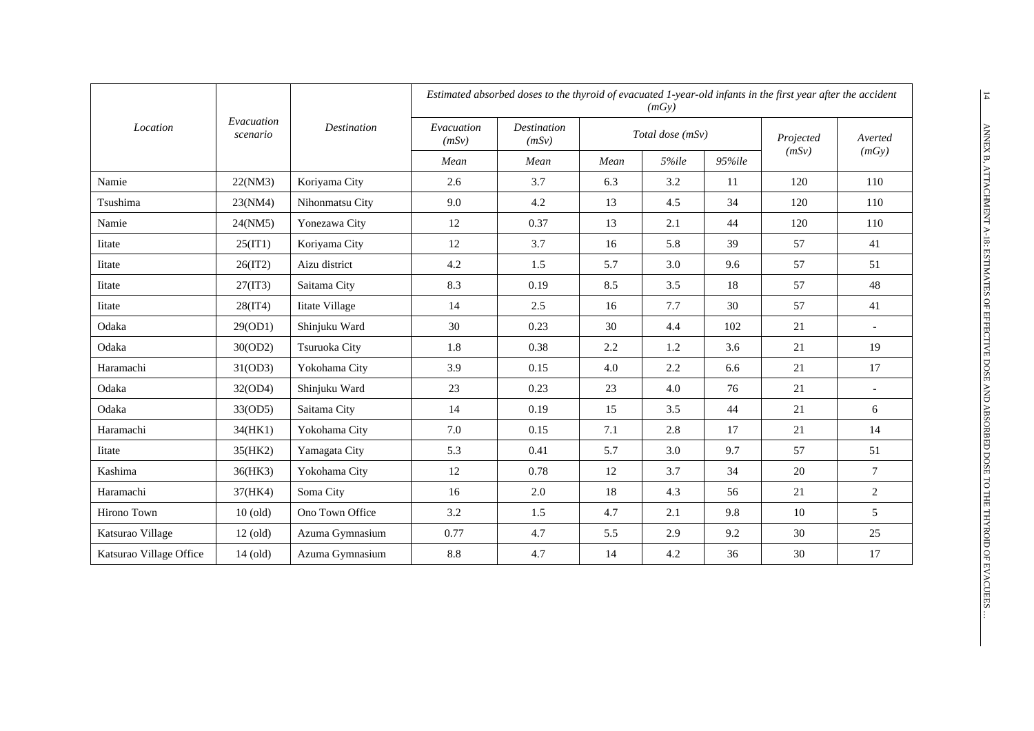| Location | Evacuation scenario | Destination | *Estimated absorbed doses to the thyroid of evacuated 1-year-old infants in the first year after the accident (mGy)* | | | | | | |
|---|---|---|---|---|---|---|---|---|---|
| | | | *Evacuation (mSv)* | *Destination (mSv)* | *Total dose (mSv)* | | | *Projected (mSv)* | *Averted (mGy)* |
| | | | *Mean* | *Mean* | *Mean* | *5%ile* | *95%ile* | | |
| Namie | 22(NM3) | Koriyama City | 2.6 | 3.7 | 6.3 | 3.2 | 11 | 120 | 110 |
| Tsushima | 23(NM4) | Nihonmatsu City | 9.0 | 4.2 | 13 | 4.5 | 34 | 120 | 110 |
| Namie | 24(NM5) | Yonezawa City | 12 | 0.37 | 13 | 2.1 | 44 | 120 | 110 |
| Iitate | 25(IT1) | Koriyama City | 12 | 3.7 | 16 | 5.8 | 39 | 57 | 41 |
| Iitate | 26(IT2) | Aizu district | 4.2 | 1.5 | 5.7 | 3.0 | 9.6 | 57 | 51 |
| Iitate | 27(IT3) | Saitama City | 8.3 | 0.19 | 8.5 | 3.5 | 18 | 57 | 48 |
| Iitate | 28(IT4) | Iitate Village | 14 | 2.5 | 16 | 7.7 | 30 | 57 | 41 |
| Odaka | 29(OD1) | Shinjuku Ward | 30 | 0.23 | 30 | 4.4 | 102 | 21 | - |
| Odaka | 30(OD2) | Tsuruoka City | 1.8 | 0.38 | 2.2 | 1.2 | 3.6 | 21 | 19 |
| Haramachi | 31(OD3) | Yokohama City | 3.9 | 0.15 | 4.0 | 2.2 | 6.6 | 21 | 17 |
| Odaka | 32(OD4) | Shinjuku Ward | 23 | 0.23 | 23 | 4.0 | 76 | 21 | - |
| Odaka | 33(OD5) | Saitama City | 14 | 0.19 | 15 | 3.5 | 44 | 21 | 6 |
| Haramachi | 34(HK1) | Yokohama City | 7.0 | 0.15 | 7.1 | 2.8 | 17 | 21 | 14 |
| Iitate | 35(HK2) | Yamagata City | 5.3 | 0.41 | 5.7 | 3.0 | 9.7 | 57 | 51 |
| Kashima | 36(HK3) | Yokohama City | 12 | 0.78 | 12 | 3.7 | 34 | 20 | 7 |
| Haramachi | 37(HK4) | Soma City | 16 | 2.0 | 18 | 4.3 | 56 | 21 | 2 |
| Hirono Town | 10 (old) | Ono Town Office | 3.2 | 1.5 | 4.7 | 2.1 | 9.8 | 10 | 5 |
| Katsurao Village | 12 (old) | Azuma Gymnasium | 0.77 | 4.7 | 5.5 | 2.9 | 9.2 | 30 | 25 |
| Katsurao Village Office | 14 (old) | Azuma Gymnasium | 8.8 | 4.7 | 14 | 4.2 | 36 | 30 | 17 |